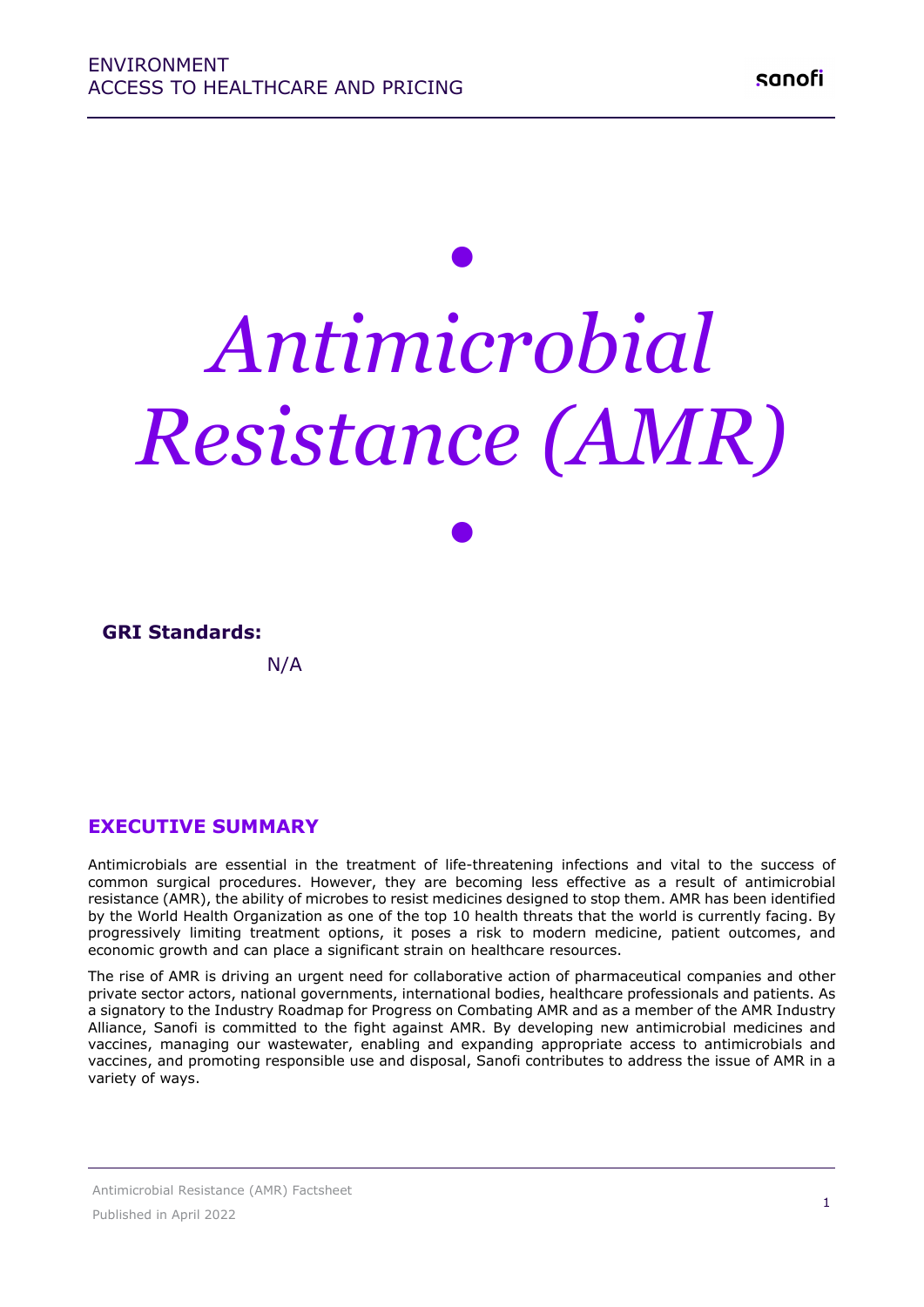# *Antimicrobial Resistance (AMR)*

**GRI Standards:**

N/A

## EXECUTIVE SUMMARY

Antimicrobials are essential in the treatment of life-threatening infections and vital to the success of common surgical procedures. However, they are becoming less effective as a result of antimicrobial resistance (AMR), the ability of microbes to resist medicines designed to stop them. AMR has been identified by the World Health Organization as one of the top 10 health threats that the world is currently facing. By progressively limiting treatment options, it poses a risk to modern medicine, patient outcomes, and economic growth and can place a significant strain on healthcare resources.

The rise of AMR is driving an urgent need for collaborative action of pharmaceutical companies and other private sector actors, national governments, international bodies, healthcare professionals and patients. As a signatory to the Industry Roadmap for Progress on Combating AMR and as a member of the AMR Industry Alliance, Sanofi is committed to the fight against AMR. By developing new antimicrobial medicines and vaccines, managing our wastewater, enabling and expanding appropriate access to antimicrobials and vaccines, and promoting responsible use and disposal, Sanofi contributes to address the issue of AMR in a variety of ways.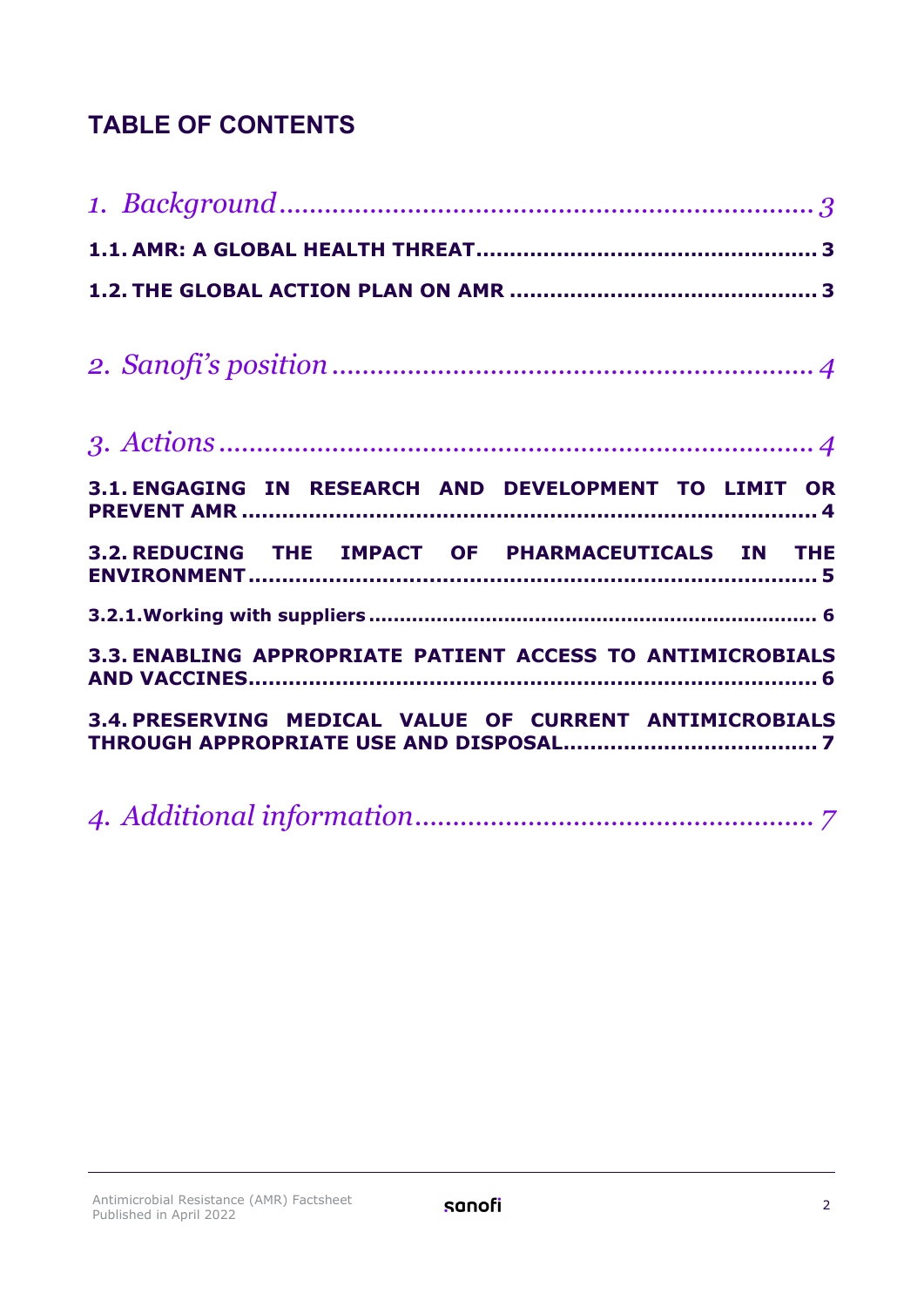## TABLE OF CONTENTS

*1. Background* ........................................................................ 3

**1.1. AMR: A GLOBAL HEALTH THREAT** ................................................. 3

**1.2. THE GLOBAL ACTION PLAN ON AMR** ............................................ 3

*2. Sanofi's position* .................................................................. 4

*3. Actions* ............................................................................. 4

**3.1. ENGAGING IN RESEARCH AND DEVELOPMENT TO LIMIT OR PREVENT AMR** ........................................................................ 4

**3.2. REDUCING THE IMPACT OF PHARMACEUTICALS IN THE ENVIRONMENT** .................................................................. 5

**3.2.1. Working with suppliers** ....................................................... 6

**3.3. ENABLING APPROPRIATE PATIENT ACCESS TO ANTIMICROBIALS AND VACCINES** ........................................................................ 6

**3.4. PRESERVING MEDICAL VALUE OF CURRENT ANTIMICROBIALS THROUGH APPROPRIATE USE AND DISPOSAL** ...................................... 7

*4. Additional information* ........................................................ 7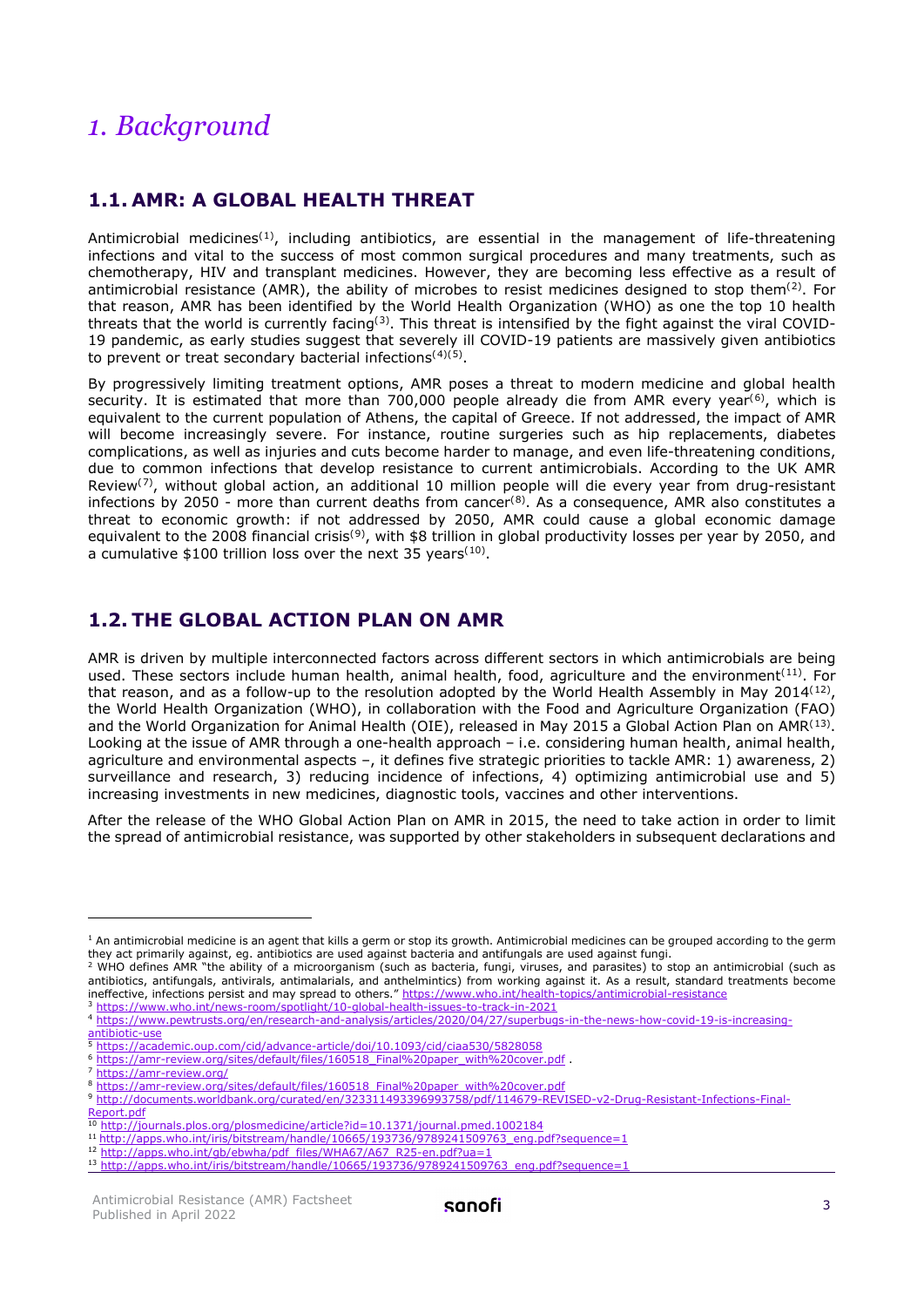// 1. Background

## 1.1. AMR: A GLOBAL HEALTH THREAT

Antimicrobial medicines[1], including antibiotics, are essential in the management of life-threatening infections and vital to the success of most common surgical procedures and many treatments, such as chemotherapy, HIV and transplant medicines. However, they are becoming less effective as a result of antimicrobial resistance (AMR), the ability of microbes to resist medicines designed to stop them[2]. For that reason, AMR has been identified by the World Health Organization (WHO) as one the top 10 health threats that the world is currently facing[3]. This threat is intensified by the fight against the viral COVID-19 pandemic, as early studies suggest that severely ill COVID-19 patients are massively given antibiotics to prevent or treat secondary bacterial infections[4][5].

By progressively limiting treatment options, AMR poses a threat to modern medicine and global health security. It is estimated that more than 700,000 people already die from AMR every year[6], which is equivalent to the current population of Athens, the capital of Greece. If not addressed, the impact of AMR will become increasingly severe. For instance, routine surgeries such as hip replacements, diabetes complications, as well as injuries and cuts become harder to manage, and even life-threatening conditions, due to common infections that develop resistance to current antimicrobials. According to the UK AMR Review[7], without global action, an additional 10 million people will die every year from drug-resistant infections by 2050 - more than current deaths from cancer[8]. As a consequence, AMR also constitutes a threat to economic growth: if not addressed by 2050, AMR could cause a global economic damage equivalent to the 2008 financial crisis[9], with $8 trillion in global productivity losses per year by 2050, and a cumulative $100 trillion loss over the next 35 years[10].

## 1.2. THE GLOBAL ACTION PLAN ON AMR

AMR is driven by multiple interconnected factors across different sectors in which antimicrobials are being used. These sectors include human health, animal health, food, agriculture and the environment[11]. For that reason, and as a follow-up to the resolution adopted by the World Health Assembly in May 2014[12], the World Health Organization (WHO), in collaboration with the Food and Agriculture Organization (FAO) and the World Organization for Animal Health (OIE), released in May 2015 a Global Action Plan on AMR[13]. Looking at the issue of AMR through a one-health approach – i.e. considering human health, animal health, agriculture and environmental aspects –, it defines five strategic priorities to tackle AMR: 1) awareness, 2) surveillance and research, 3) reducing incidence of infections, 4) optimizing antimicrobial use and 5) increasing investments in new medicines, diagnostic tools, vaccines and other interventions.

After the release of the WHO Global Action Plan on AMR in 2015, the need to take action in order to limit the spread of antimicrobial resistance, was supported by other stakeholders in subsequent declarations and

---

[1] An antimicrobial medicine is an agent that kills a germ or stop its growth. Antimicrobial medicines can be grouped according to the germ they act primarily against, eg. antibiotics are used against bacteria and antifungals are used against fungi.

[2] WHO defines AMR "the ability of a microorganism (such as bacteria, fungi, viruses, and parasites) to stop an antimicrobial (such as antibiotics, antifungals, antivirals, antimalarials, and anthelmintics) from working against it. As a result, standard treatments become ineffective, infections persist and may spread to others." https://www.who.int/health-topics/antimicrobial-resistance

[3] https://www.who.int/news-room/spotlight/10-global-health-issues-to-track-in-2021

[4] https://www.pewtrusts.org/en/research-and-analysis/articles/2020/04/27/superbugs-in-the-news-how-covid-19-is-increasing-antibiotic-use

[5] https://academic.oup.com/cid/advance-article/doi/10.1093/cid/ciaa530/5828058

[6] https://amr-review.org/sites/default/files/160518_Final%20paper_with%20cover.pdf .

[7] https://amr-review.org/

[8] https://amr-review.org/sites/default/files/160518_Final%20paper_with%20cover.pdf

[9] http://documents.worldbank.org/curated/en/323311493396993758/pdf/114679-REVISED-v2-Drug-Resistant-Infections-Final-Report.pdf

[10] http://journals.plos.org/plosmedicine/article?id=10.1371/journal.pmed.1002184

[11] http://apps.who.int/iris/bitstream/handle/10665/193736/9789241509763_eng.pdf?sequence=1

[12] http://apps.who.int/gb/ebwha/pdf_files/WHA67/A67_R25-en.pdf?ua=1

[13] http://apps.who.int/iris/bitstream/handle/10665/193736/9789241509763_eng.pdf?sequence=1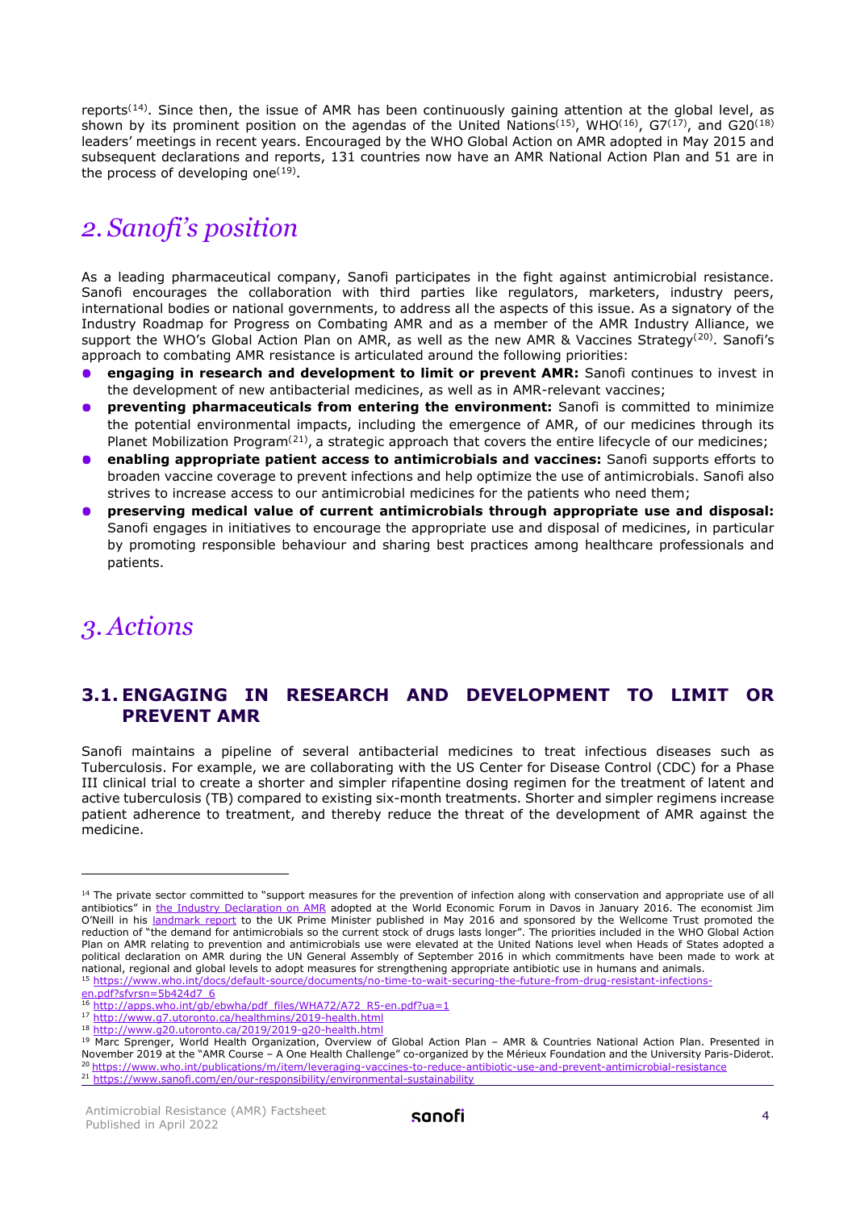reports[14]. Since then, the issue of AMR has been continuously gaining attention at the global level, as shown by its prominent position on the agendas of the United Nations[15], WHO[16], G7[17], and G20[18] leaders' meetings in recent years. Encouraged by the WHO Global Action on AMR adopted in May 2015 and subsequent declarations and reports, 131 countries now have an AMR National Action Plan and 51 are in the process of developing one[19].

# 2. Sanofi's position

As a leading pharmaceutical company, Sanofi participates in the fight against antimicrobial resistance. Sanofi encourages the collaboration with third parties like regulators, marketers, industry peers, international bodies or national governments, to address all the aspects of this issue. As a signatory of the Industry Roadmap for Progress on Combating AMR and as a member of the AMR Industry Alliance, we support the WHO's Global Action Plan on AMR, as well as the new AMR & Vaccines Strategy[20]. Sanofi's approach to combating AMR resistance is articulated around the following priorities:

- **engaging in research and development to limit or prevent AMR:** Sanofi continues to invest in the development of new antibacterial medicines, as well as in AMR-relevant vaccines;
- **preventing pharmaceuticals from entering the environment:** Sanofi is committed to minimize the potential environmental impacts, including the emergence of AMR, of our medicines through its Planet Mobilization Program[21], a strategic approach that covers the entire lifecycle of our medicines;
- **enabling appropriate patient access to antimicrobials and vaccines:** Sanofi supports efforts to broaden vaccine coverage to prevent infections and help optimize the use of antimicrobials. Sanofi also strives to increase access to our antimicrobial medicines for the patients who need them;
- **preserving medical value of current antimicrobials through appropriate use and disposal:** Sanofi engages in initiatives to encourage the appropriate use and disposal of medicines, in particular by promoting responsible behaviour and sharing best practices among healthcare professionals and patients.

# 3. Actions

## 3.1. ENGAGING IN RESEARCH AND DEVELOPMENT TO LIMIT OR PREVENT AMR

Sanofi maintains a pipeline of several antibacterial medicines to treat infectious diseases such as Tuberculosis. For example, we are collaborating with the US Center for Disease Control (CDC) for a Phase III clinical trial to create a shorter and simpler rifapentine dosing regimen for the treatment of latent and active tuberculosis (TB) compared to existing six-month treatments. Shorter and simpler regimens increase patient adherence to treatment, and thereby reduce the threat of the development of AMR against the medicine.

---

[14] The private sector committed to "support measures for the prevention of infection along with conservation and appropriate use of all antibiotics" in the Industry Declaration on AMR adopted at the World Economic Forum in Davos in January 2016. The economist Jim O'Neill in his landmark report to the UK Prime Minister published in May 2016 and sponsored by the Wellcome Trust promoted the reduction of "the demand for antimicrobials so the current stock of drugs lasts longer". The priorities included in the WHO Global Action Plan on AMR relating to prevention and antimicrobials use were elevated at the United Nations level when Heads of States adopted a political declaration on AMR during the UN General Assembly of September 2016 in which commitments have been made to work at national, regional and global levels to adopt measures for strengthening appropriate antibiotic use in humans and animals.

[15] https://www.who.int/docs/default-source/documents/no-time-to-wait-securing-the-future-from-drug-resistant-infections-en.pdf?sfvrsn=5b424d7_6

[16] http://apps.who.int/gb/ebwha/pdf_files/WHA72/A72_R5-en.pdf?ua=1

[17] http://www.g7.utoronto.ca/healthmins/2019-health.html

[18] http://www.g20.utoronto.ca/2019/2019-g20-health.html

[19] Marc Sprenger, World Health Organization, Overview of Global Action Plan – AMR & Countries National Action Plan. Presented in November 2019 at the "AMR Course – A One Health Challenge" co-organized by the Mérieux Foundation and the University Paris-Diderot.

[20] https://www.who.int/publications/m/item/leveraging-vaccines-to-reduce-antibiotic-use-and-prevent-antimicrobial-resistance

[21] https://www.sanofi.com/en/our-responsibility/environmental-sustainability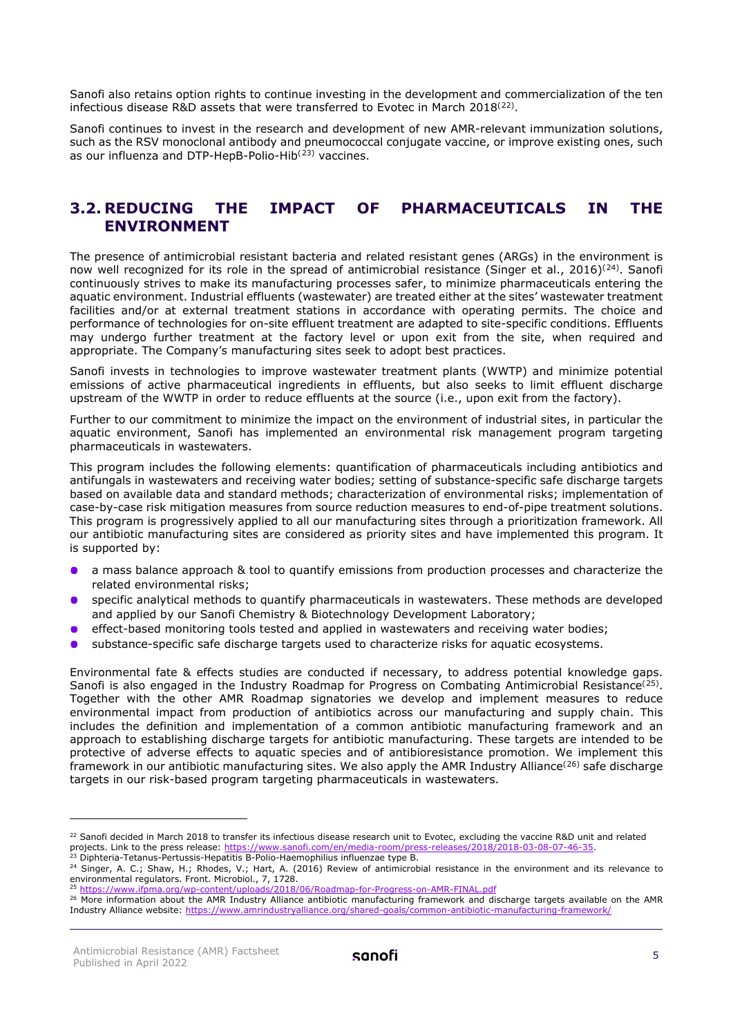Sanofi also retains option rights to continue investing in the development and commercialization of the ten infectious disease R&D assets that were transferred to Evotec in March 2018[22].

Sanofi continues to invest in the research and development of new AMR-relevant immunization solutions, such as the RSV monoclonal antibody and pneumococcal conjugate vaccine, or improve existing ones, such as our influenza and DTP-HepB-Polio-Hib[23] vaccines.

## 3.2. REDUCING THE IMPACT OF PHARMACEUTICALS IN THE ENVIRONMENT

The presence of antimicrobial resistant bacteria and related resistant genes (ARGs) in the environment is now well recognized for its role in the spread of antimicrobial resistance (Singer et al., 2016)[24]. Sanofi continuously strives to make its manufacturing processes safer, to minimize pharmaceuticals entering the aquatic environment. Industrial effluents (wastewater) are treated either at the sites' wastewater treatment facilities and/or at external treatment stations in accordance with operating permits. The choice and performance of technologies for on-site effluent treatment are adapted to site-specific conditions. Effluents may undergo further treatment at the factory level or upon exit from the site, when required and appropriate. The Company's manufacturing sites seek to adopt best practices.

Sanofi invests in technologies to improve wastewater treatment plants (WWTP) and minimize potential emissions of active pharmaceutical ingredients in effluents, but also seeks to limit effluent discharge upstream of the WWTP in order to reduce effluents at the source (i.e., upon exit from the factory).

Further to our commitment to minimize the impact on the environment of industrial sites, in particular the aquatic environment, Sanofi has implemented an environmental risk management program targeting pharmaceuticals in wastewaters.

This program includes the following elements: quantification of pharmaceuticals including antibiotics and antifungals in wastewaters and receiving water bodies; setting of substance-specific safe discharge targets based on available data and standard methods; characterization of environmental risks; implementation of case-by-case risk mitigation measures from source reduction measures to end-of-pipe treatment solutions. This program is progressively applied to all our manufacturing sites through a prioritization framework. All our antibiotic manufacturing sites are considered as priority sites and have implemented this program. It is supported by:

- a mass balance approach & tool to quantify emissions from production processes and characterize the related environmental risks;
- specific analytical methods to quantify pharmaceuticals in wastewaters. These methods are developed and applied by our Sanofi Chemistry & Biotechnology Development Laboratory;
- effect-based monitoring tools tested and applied in wastewaters and receiving water bodies;
- substance-specific safe discharge targets used to characterize risks for aquatic ecosystems.

Environmental fate & effects studies are conducted if necessary, to address potential knowledge gaps. Sanofi is also engaged in the Industry Roadmap for Progress on Combating Antimicrobial Resistance[25]. Together with the other AMR Roadmap signatories we develop and implement measures to reduce environmental impact from production of antibiotics across our manufacturing and supply chain. This includes the definition and implementation of a common antibiotic manufacturing framework and an approach to establishing discharge targets for antibiotic manufacturing. These targets are intended to be protective of adverse effects to aquatic species and of antibioresistance promotion. We implement this framework in our antibiotic manufacturing sites. We also apply the AMR Industry Alliance[26] safe discharge targets in our risk-based program targeting pharmaceuticals in wastewaters.

---

[22] Sanofi decided in March 2018 to transfer its infectious disease research unit to Evotec, excluding the vaccine R&D unit and related projects. Link to the press release: https://www.sanofi.com/en/media-room/press-releases/2018/2018-03-08-07-46-35.

[23] Diphteria-Tetanus-Pertussis-Hepatitis B-Polio-Haemophilius influenzae type B.

[24] Singer, A. C.; Shaw, H.; Rhodes, V.; Hart, A. (2016) Review of antimicrobial resistance in the environment and its relevance to environmental regulators. Front. Microbiol., 7, 1728.

[25] https://www.ifpma.org/wp-content/uploads/2018/06/Roadmap-for-Progress-on-AMR-FINAL.pdf

[26] More information about the AMR Industry Alliance antibiotic manufacturing framework and discharge targets available on the AMR Industry Alliance website: https://www.amrindustryalliance.org/shared-goals/common-antibiotic-manufacturing-framework/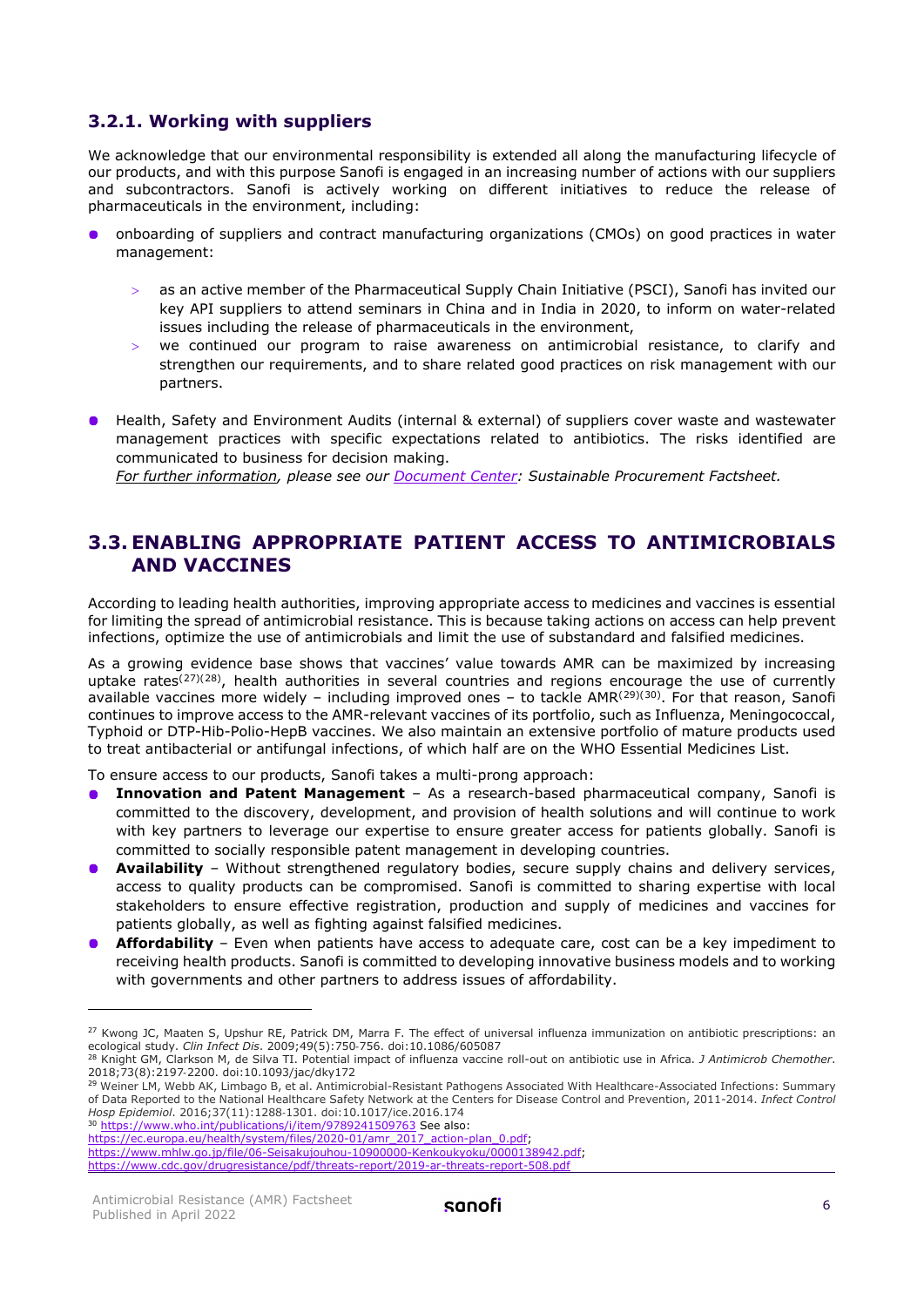### 3.2.1. Working with suppliers

We acknowledge that our environmental responsibility is extended all along the manufacturing lifecycle of our products, and with this purpose Sanofi is engaged in an increasing number of actions with our suppliers and subcontractors. Sanofi is actively working on different initiatives to reduce the release of pharmaceuticals in the environment, including:

- onboarding of suppliers and contract manufacturing organizations (CMOs) on good practices in water management:
  - as an active member of the Pharmaceutical Supply Chain Initiative (PSCI), Sanofi has invited our key API suppliers to attend seminars in China and in India in 2020, to inform on water-related issues including the release of pharmaceuticals in the environment,
  - we continued our program to raise awareness on antimicrobial resistance, to clarify and strengthen our requirements, and to share related good practices on risk management with our partners.
- Health, Safety and Environment Audits (internal & external) of suppliers cover waste and wastewater management practices with specific expectations related to antibiotics. The risks identified are communicated to business for decision making.
  *For further information, please see our Document Center: Sustainable Procurement Factsheet.*

## 3.3. ENABLING APPROPRIATE PATIENT ACCESS TO ANTIMICROBIALS AND VACCINES

According to leading health authorities, improving appropriate access to medicines and vaccines is essential for limiting the spread of antimicrobial resistance. This is because taking actions on access can help prevent infections, optimize the use of antimicrobials and limit the use of substandard and falsified medicines.

As a growing evidence base shows that vaccines' value towards AMR can be maximized by increasing uptake rates[27][28], health authorities in several countries and regions encourage the use of currently available vaccines more widely – including improved ones – to tackle AMR[29][30]. For that reason, Sanofi continues to improve access to the AMR-relevant vaccines of its portfolio, such as Influenza, Meningococcal, Typhoid or DTP-Hib-Polio-HepB vaccines. We also maintain an extensive portfolio of mature products used to treat antibacterial or antifungal infections, of which half are on the WHO Essential Medicines List.

To ensure access to our products, Sanofi takes a multi-prong approach:

- **Innovation and Patent Management** – As a research-based pharmaceutical company, Sanofi is committed to the discovery, development, and provision of health solutions and will continue to work with key partners to leverage our expertise to ensure greater access for patients globally. Sanofi is committed to socially responsible patent management in developing countries.
- **Availability** – Without strengthened regulatory bodies, secure supply chains and delivery services, access to quality products can be compromised. Sanofi is committed to sharing expertise with local stakeholders to ensure effective registration, production and supply of medicines and vaccines for patients globally, as well as fighting against falsified medicines.
- **Affordability** – Even when patients have access to adequate care, cost can be a key impediment to receiving health products. Sanofi is committed to developing innovative business models and to working with governments and other partners to address issues of affordability.

---

[27] Kwong JC, Maaten S, Upshur RE, Patrick DM, Marra F. The effect of universal influenza immunization on antibiotic prescriptions: an ecological study. *Clin Infect Dis*. 2009;49(5):750-756. doi:10.1086/605087

[28] Knight GM, Clarkson M, de Silva TI. Potential impact of influenza vaccine roll-out on antibiotic use in Africa. *J Antimicrob Chemother*. 2018;73(8):2197-2200. doi:10.1093/jac/dky172

[29] Weiner LM, Webb AK, Limbago B, et al. Antimicrobial-Resistant Pathogens Associated With Healthcare-Associated Infections: Summary of Data Reported to the National Healthcare Safety Network at the Centers for Disease Control and Prevention, 2011-2014. *Infect Control Hosp Epidemiol*. 2016;37(11):1288-1301. doi:10.1017/ice.2016.174

[30] https://www.who.int/publications/i/item/9789241509763 See also:
https://ec.europa.eu/health/system/files/2020-01/amr_2017_action-plan_0.pdf;
https://www.mhlw.go.jp/file/06-Seisakujouhou-10900000-Kenkoukyoku/0000138942.pdf;
https://www.cdc.gov/drugresistance/pdf/threats-report/2019-ar-threats-report-508.pdf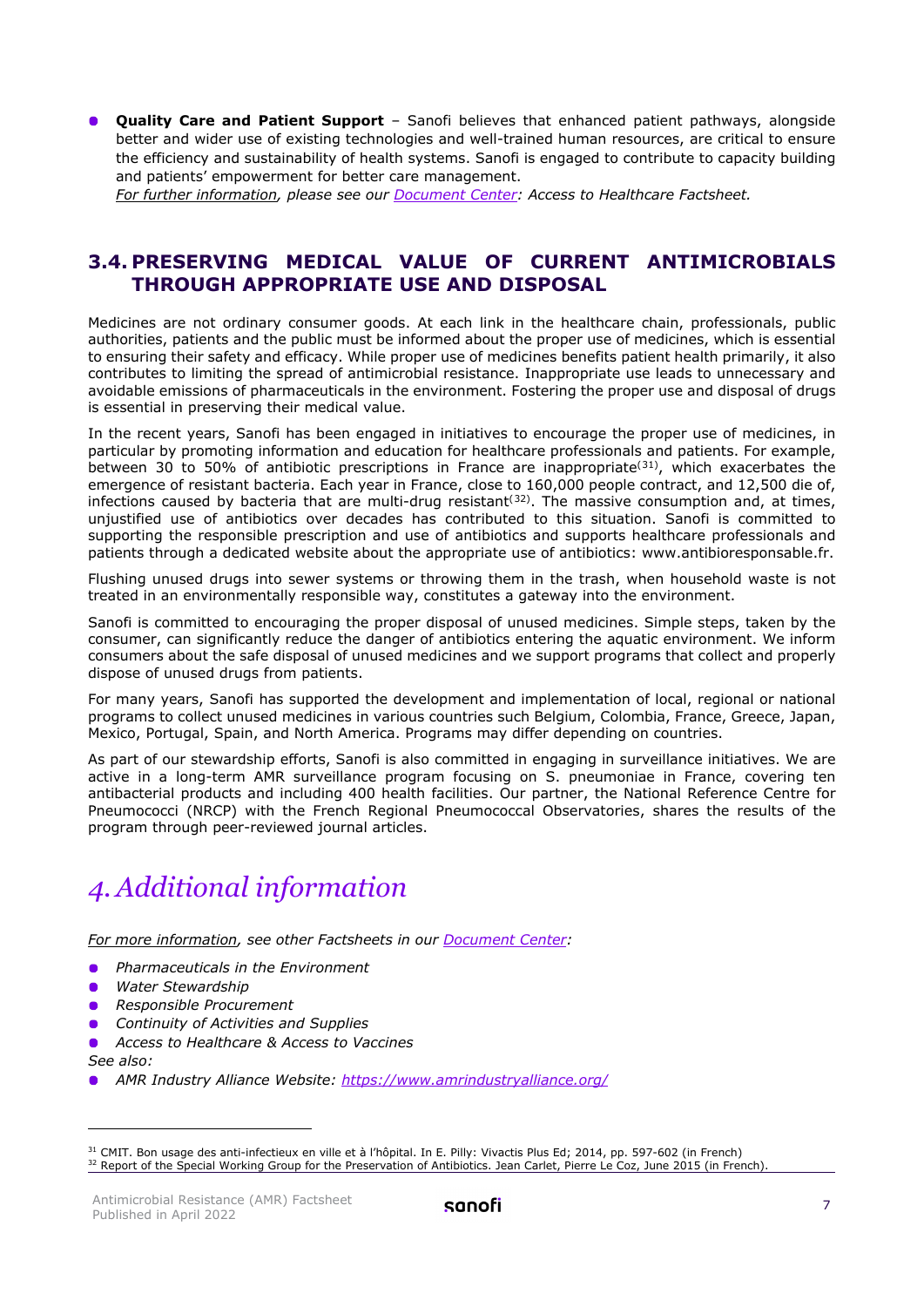- **Quality Care and Patient Support** – Sanofi believes that enhanced patient pathways, alongside better and wider use of existing technologies and well-trained human resources, are critical to ensure the efficiency and sustainability of health systems. Sanofi is engaged to contribute to capacity building and patients' empowerment for better care management.
  *For further information, please see our Document Center: Access to Healthcare Factsheet.*

## 3.4. PRESERVING MEDICAL VALUE OF CURRENT ANTIMICROBIALS THROUGH APPROPRIATE USE AND DISPOSAL

Medicines are not ordinary consumer goods. At each link in the healthcare chain, professionals, public authorities, patients and the public must be informed about the proper use of medicines, which is essential to ensuring their safety and efficacy. While proper use of medicines benefits patient health primarily, it also contributes to limiting the spread of antimicrobial resistance. Inappropriate use leads to unnecessary and avoidable emissions of pharmaceuticals in the environment. Fostering the proper use and disposal of drugs is essential in preserving their medical value.

In the recent years, Sanofi has been engaged in initiatives to encourage the proper use of medicines, in particular by promoting information and education for healthcare professionals and patients. For example, between 30 to 50% of antibiotic prescriptions in France are inappropriate[31], which exacerbates the emergence of resistant bacteria. Each year in France, close to 160,000 people contract, and 12,500 die of, infections caused by bacteria that are multi-drug resistant[32]. The massive consumption and, at times, unjustified use of antibiotics over decades has contributed to this situation. Sanofi is committed to supporting the responsible prescription and use of antibiotics and supports healthcare professionals and patients through a dedicated website about the appropriate use of antibiotics: www.antibioresponsable.fr.

Flushing unused drugs into sewer systems or throwing them in the trash, when household waste is not treated in an environmentally responsible way, constitutes a gateway into the environment.

Sanofi is committed to encouraging the proper disposal of unused medicines. Simple steps, taken by the consumer, can significantly reduce the danger of antibiotics entering the aquatic environment. We inform consumers about the safe disposal of unused medicines and we support programs that collect and properly dispose of unused drugs from patients.

For many years, Sanofi has supported the development and implementation of local, regional or national programs to collect unused medicines in various countries such Belgium, Colombia, France, Greece, Japan, Mexico, Portugal, Spain, and North America. Programs may differ depending on countries.

As part of our stewardship efforts, Sanofi is also committed in engaging in surveillance initiatives. We are active in a long-term AMR surveillance program focusing on S. pneumoniae in France, covering ten antibacterial products and including 400 health facilities. Our partner, the National Reference Centre for Pneumococci (NRCP) with the French Regional Pneumococcal Observatories, shares the results of the program through peer-reviewed journal articles.

# *4. Additional information*

*For more information, see other Factsheets in our Document Center:*

- *Pharmaceuticals in the Environment*
- *Water Stewardship*
- *Responsible Procurement*
- *Continuity of Activities and Supplies*
- *Access to Healthcare & Access to Vaccines*

*See also:*

- *AMR Industry Alliance Website: https://www.amrindustryalliance.org/*

---

[31] CMIT. Bon usage des anti-infectieux en ville et à l'hôpital. In E. Pilly: Vivactis Plus Ed; 2014, pp. 597-602 (in French)

[32] Report of the Special Working Group for the Preservation of Antibiotics. Jean Carlet, Pierre Le Coz, June 2015 (in French).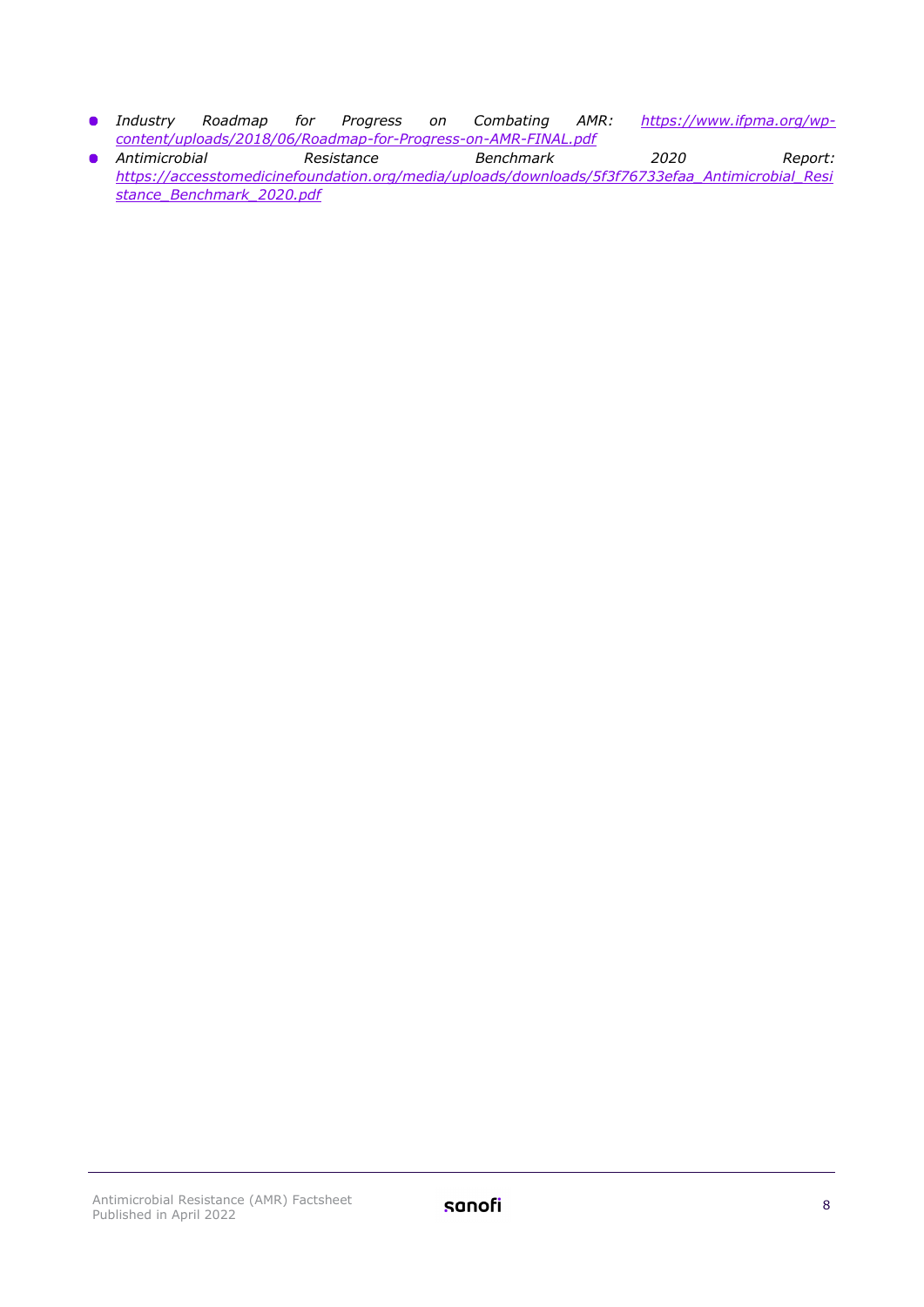- *Industry Roadmap for Progress on Combating AMR: [https://www.ifpma.org/wp-content/uploads/2018/06/Roadmap-for-Progress-on-AMR-FINAL.pdf](https://www.ifpma.org/wp-content/uploads/2018/06/Roadmap-for-Progress-on-AMR-FINAL.pdf)*
- *Antimicrobial Resistance Benchmark 2020 Report: [https://accesstomedicinefoundation.org/media/uploads/downloads/5f3f76733efaa_Antimicrobial_Resistance_Benchmark_2020.pdf](https://accesstomedicinefoundation.org/media/uploads/downloads/5f3f76733efaa_Antimicrobial_Resistance_Benchmark_2020.pdf)*